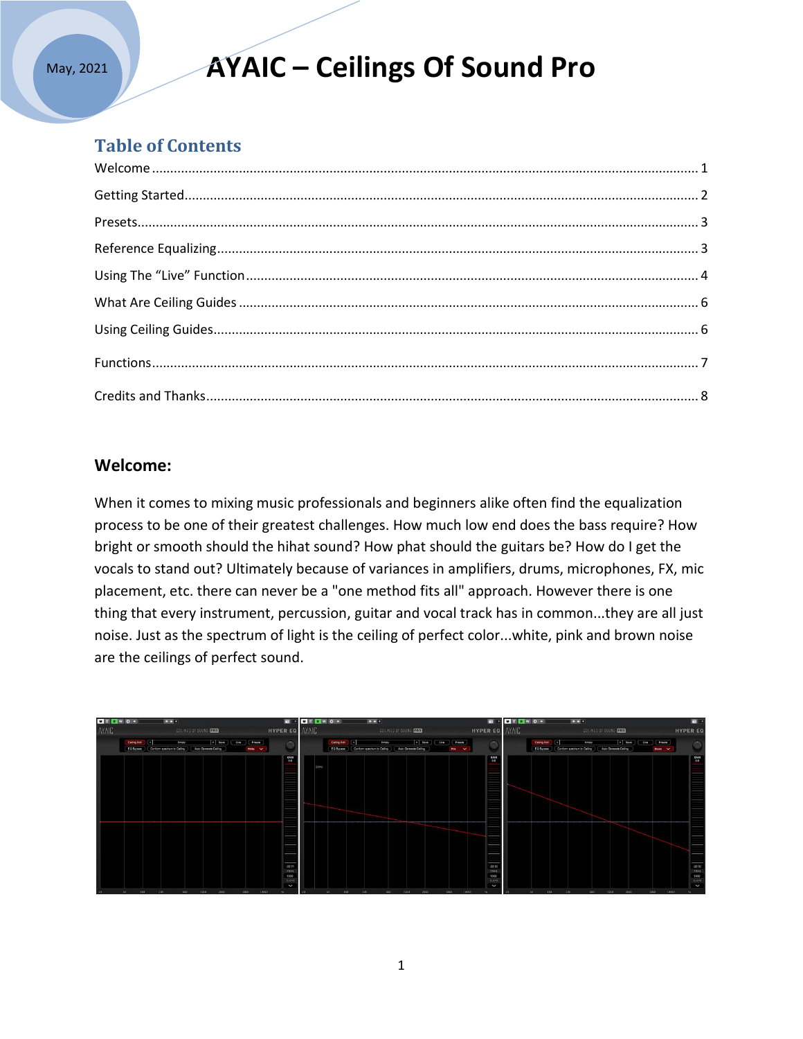May, 2021

# AYAIC – Ceilings Of Sound Pro

## Table of Contents

Welcome .................................................. 1

Getting Started .................................................. 2

Presets .................................................. 3

Reference Equalizing .................................................. 3

Using The "Live" Function .................................................. 4

What Are Ceiling Guides .................................................. 6

Using Ceiling Guides .................................................. 6

Functions .................................................. 7

Credits and Thanks .................................................. 8

## Welcome:

When it comes to mixing music professionals and beginners alike often find the equalization process to be one of their greatest challenges. How much low end does the bass require? How bright or smooth should the hihat sound? How phat should the guitars be? How do I get the vocals to stand out? Ultimately because of variances in amplifiers, drums, microphones, FX, mic placement, etc. there can never be a "one method fits all" approach. However there is one thing that every instrument, percussion, guitar and vocal track has in common...they are all just noise. Just as the spectrum of light is the ceiling of perfect color...white, pink and brown noise are the ceilings of perfect sound.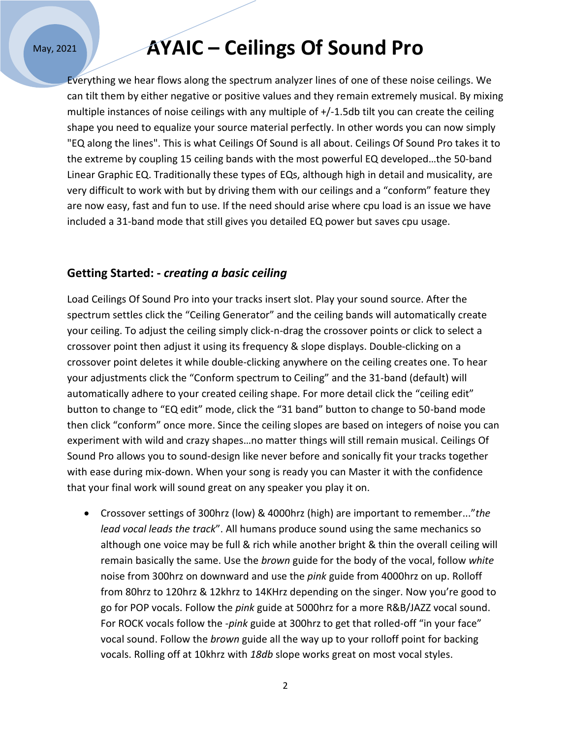# AYAIC – Ceilings Of Sound Pro

Everything we hear flows along the spectrum analyzer lines of one of these noise ceilings. We can tilt them by either negative or positive values and they remain extremely musical. By mixing multiple instances of noise ceilings with any multiple of +/-1.5db tilt you can create the ceiling shape you need to equalize your source material perfectly. In other words you can now simply "EQ along the lines". This is what Ceilings Of Sound is all about. Ceilings Of Sound Pro takes it to the extreme by coupling 15 ceiling bands with the most powerful EQ developed…the 50-band Linear Graphic EQ. Traditionally these types of EQs, although high in detail and musicality, are very difficult to work with but by driving them with our ceilings and a "conform" feature they are now easy, fast and fun to use. If the need should arise where cpu load is an issue we have included a 31-band mode that still gives you detailed EQ power but saves cpu usage.

## Getting Started: - *creating a basic ceiling*

Load Ceilings Of Sound Pro into your tracks insert slot. Play your sound source. After the spectrum settles click the "Ceiling Generator" and the ceiling bands will automatically create your ceiling. To adjust the ceiling simply click-n-drag the crossover points or click to select a crossover point then adjust it using its frequency & slope displays. Double-clicking on a crossover point deletes it while double-clicking anywhere on the ceiling creates one. To hear your adjustments click the "Conform spectrum to Ceiling" and the 31-band (default) will automatically adhere to your created ceiling shape. For more detail click the "ceiling edit" button to change to "EQ edit" mode, click the "31 band" button to change to 50-band mode then click "conform" once more. Since the ceiling slopes are based on integers of noise you can experiment with wild and crazy shapes…no matter things will still remain musical. Ceilings Of Sound Pro allows you to sound-design like never before and sonically fit your tracks together with ease during mix-down. When your song is ready you can Master it with the confidence that your final work will sound great on any speaker you play it on.

- Crossover settings of 300hrz (low) & 4000hrz (high) are important to remember..."*the lead vocal leads the track*". All humans produce sound using the same mechanics so although one voice may be full & rich while another bright & thin the overall ceiling will remain basically the same. Use the *brown* guide for the body of the vocal, follow *white* noise from 300hrz on downward and use the *pink* guide from 4000hrz on up. Rolloff from 80hrz to 120hrz & 12khrz to 14KHrz depending on the singer. Now you're good to go for POP vocals. Follow the *pink* guide at 5000hrz for a more R&B/JAZZ vocal sound. For ROCK vocals follow the -*pink* guide at 300hrz to get that rolled-off "in your face" vocal sound. Follow the *brown* guide all the way up to your rolloff point for backing vocals. Rolling off at 10khrz with *18db* slope works great on most vocal styles.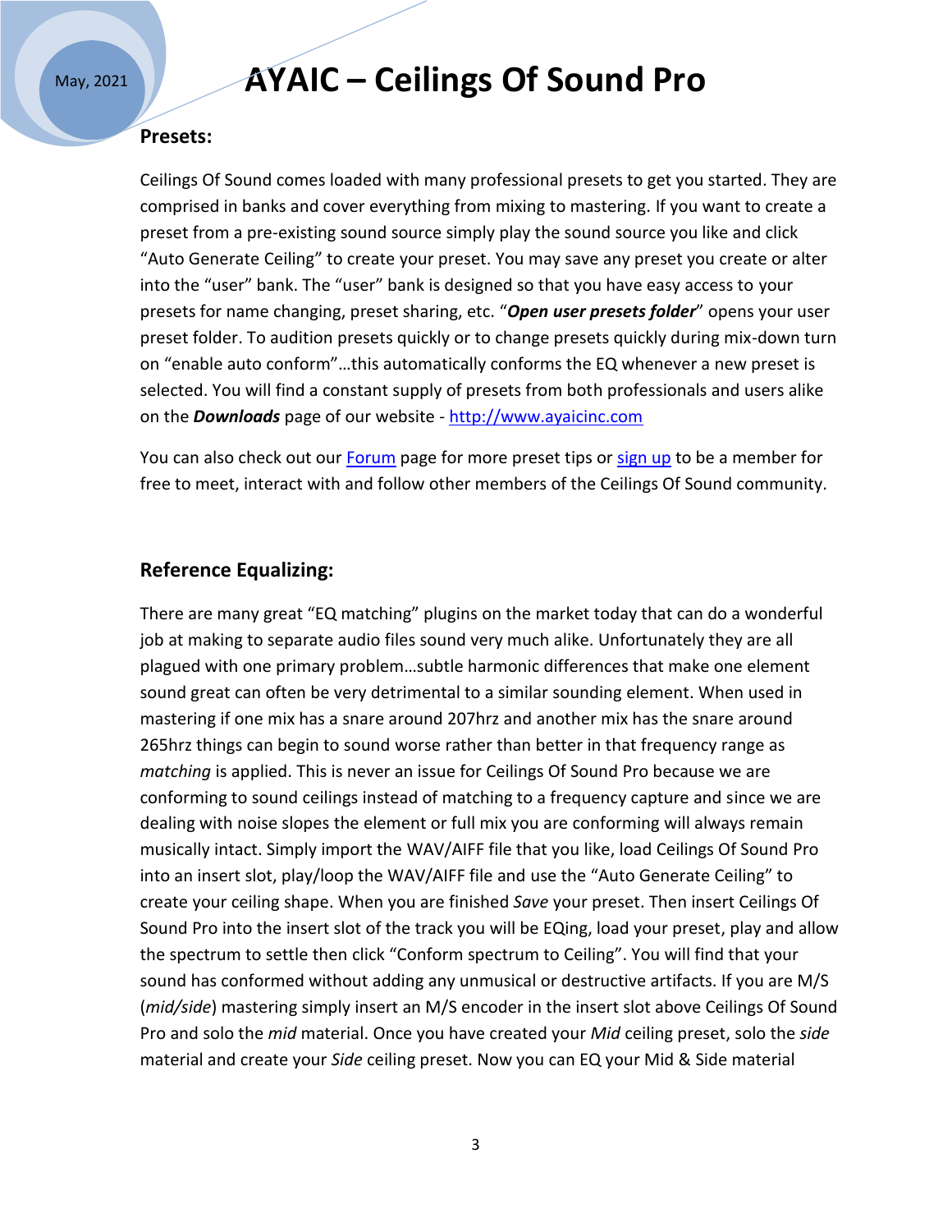### Presets:

Ceilings Of Sound comes loaded with many professional presets to get you started. They are comprised in banks and cover everything from mixing to mastering. If you want to create a preset from a pre-existing sound source simply play the sound source you like and click "Auto Generate Ceiling" to create your preset. You may save any preset you create or alter into the "user" bank. The "user" bank is designed so that you have easy access to your presets for name changing, preset sharing, etc. "***Open user presets folder***" opens your user preset folder. To audition presets quickly or to change presets quickly during mix-down turn on "enable auto conform"…this automatically conforms the EQ whenever a new preset is selected. You will find a constant supply of presets from both professionals and users alike on the ***Downloads*** page of our website - http://www.ayaicinc.com

You can also check out our Forum page for more preset tips or sign up to be a member for free to meet, interact with and follow other members of the Ceilings Of Sound community.

### Reference Equalizing:

There are many great "EQ matching" plugins on the market today that can do a wonderful job at making to separate audio files sound very much alike. Unfortunately they are all plagued with one primary problem…subtle harmonic differences that make one element sound great can often be very detrimental to a similar sounding element. When used in mastering if one mix has a snare around 207hrz and another mix has the snare around 265hrz things can begin to sound worse rather than better in that frequency range as *matching* is applied. This is never an issue for Ceilings Of Sound Pro because we are conforming to sound ceilings instead of matching to a frequency capture and since we are dealing with noise slopes the element or full mix you are conforming will always remain musically intact. Simply import the WAV/AIFF file that you like, load Ceilings Of Sound Pro into an insert slot, play/loop the WAV/AIFF file and use the "Auto Generate Ceiling" to create your ceiling shape. When you are finished *Save* your preset. Then insert Ceilings Of Sound Pro into the insert slot of the track you will be EQing, load your preset, play and allow the spectrum to settle then click "Conform spectrum to Ceiling". You will find that your sound has conformed without adding any unmusical or destructive artifacts. If you are M/S (*mid/side*) mastering simply insert an M/S encoder in the insert slot above Ceilings Of Sound Pro and solo the *mid* material. Once you have created your *Mid* ceiling preset, solo the *side* material and create your *Side* ceiling preset. Now you can EQ your Mid & Side material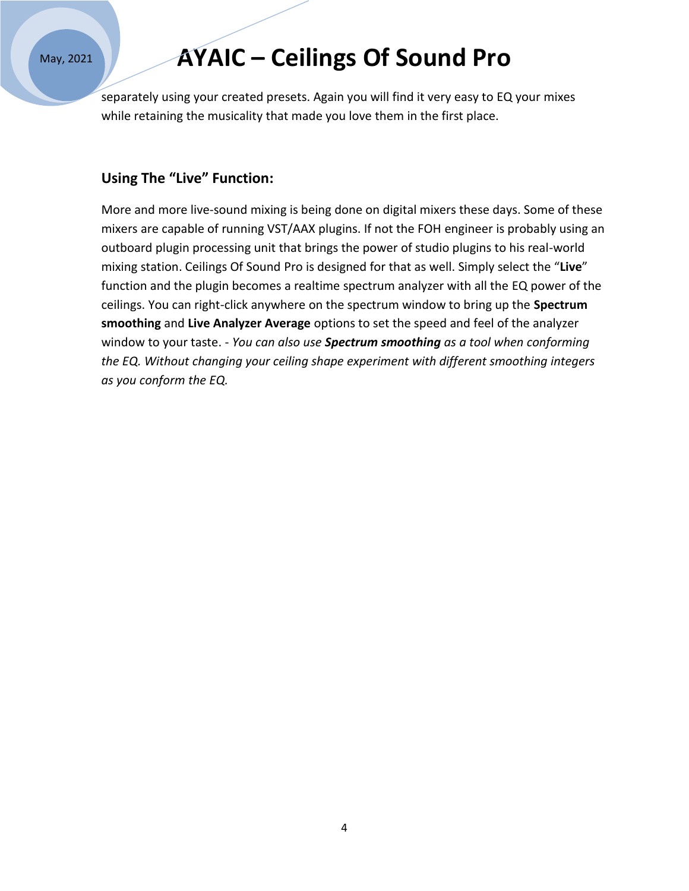separately using your created presets. Again you will find it very easy to EQ your mixes while retaining the musicality that made you love them in the first place.

### Using The "Live" Function:

More and more live-sound mixing is being done on digital mixers these days. Some of these mixers are capable of running VST/AAX plugins. If not the FOH engineer is probably using an outboard plugin processing unit that brings the power of studio plugins to his real-world mixing station. Ceilings Of Sound Pro is designed for that as well. Simply select the "**Live**" function and the plugin becomes a realtime spectrum analyzer with all the EQ power of the ceilings. You can right-click anywhere on the spectrum window to bring up the **Spectrum smoothing** and **Live Analyzer Average** options to set the speed and feel of the analyzer window to your taste. - *You can also use **Spectrum smoothing** as a tool when conforming the EQ. Without changing your ceiling shape experiment with different smoothing integers as you conform the EQ.*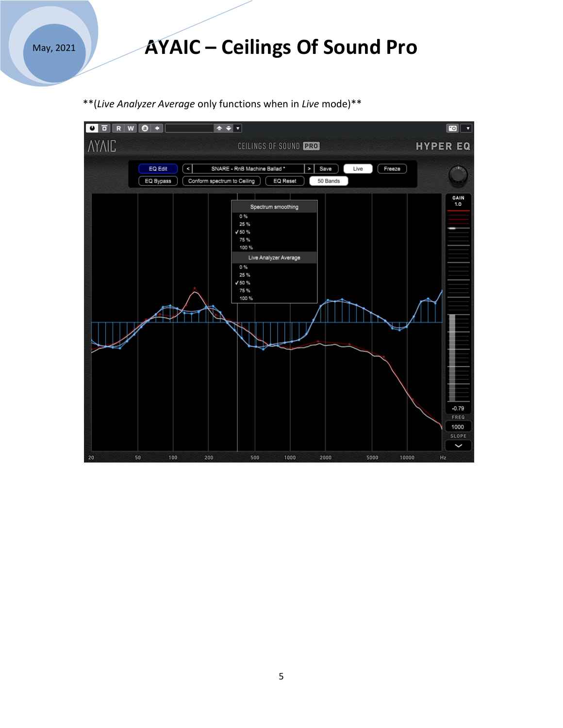**(*Live Analyzer Average* only functions when in *Live* mode)**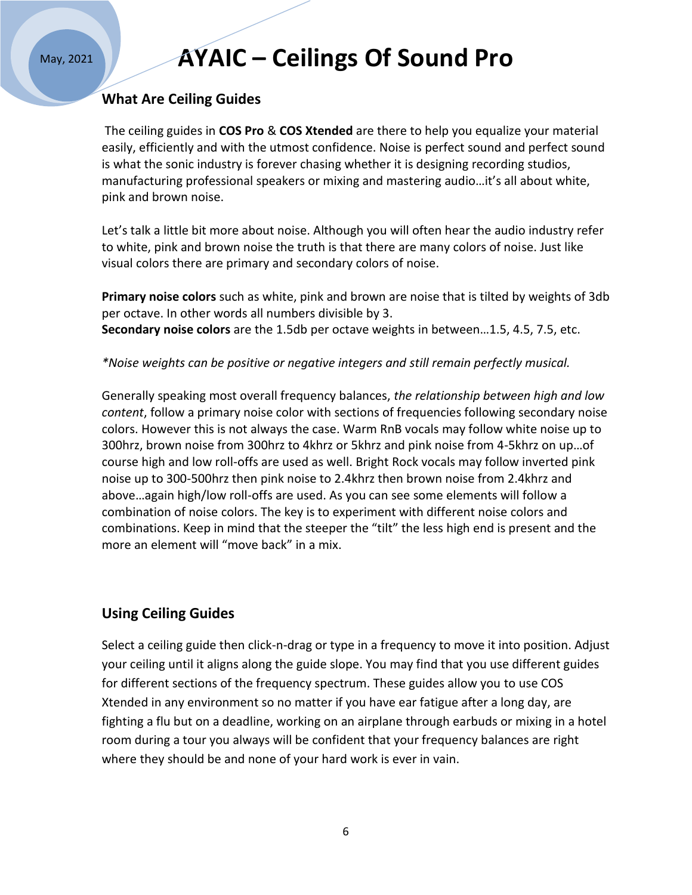# AYAIC – Ceilings Of Sound Pro

## What Are Ceiling Guides

The ceiling guides in **COS Pro** & **COS Xtended** are there to help you equalize your material easily, efficiently and with the utmost confidence. Noise is perfect sound and perfect sound is what the sonic industry is forever chasing whether it is designing recording studios, manufacturing professional speakers or mixing and mastering audio…it's all about white, pink and brown noise.

Let's talk a little bit more about noise. Although you will often hear the audio industry refer to white, pink and brown noise the truth is that there are many colors of noise. Just like visual colors there are primary and secondary colors of noise.

**Primary noise colors** such as white, pink and brown are noise that is tilted by weights of 3db per octave. In other words all numbers divisible by 3.
**Secondary noise colors** are the 1.5db per octave weights in between…1.5, 4.5, 7.5, etc.

*\*Noise weights can be positive or negative integers and still remain perfectly musical.*

Generally speaking most overall frequency balances, *the relationship between high and low content*, follow a primary noise color with sections of frequencies following secondary noise colors. However this is not always the case. Warm RnB vocals may follow white noise up to 300hrz, brown noise from 300hrz to 4khrz or 5khrz and pink noise from 4-5khrz on up…of course high and low roll-offs are used as well. Bright Rock vocals may follow inverted pink noise up to 300-500hrz then pink noise to 2.4khrz then brown noise from 2.4khrz and above…again high/low roll-offs are used. As you can see some elements will follow a combination of noise colors. The key is to experiment with different noise colors and combinations. Keep in mind that the steeper the "tilt" the less high end is present and the more an element will "move back" in a mix.

## Using Ceiling Guides

Select a ceiling guide then click-n-drag or type in a frequency to move it into position. Adjust your ceiling until it aligns along the guide slope. You may find that you use different guides for different sections of the frequency spectrum. These guides allow you to use COS Xtended in any environment so no matter if you have ear fatigue after a long day, are fighting a flu but on a deadline, working on an airplane through earbuds or mixing in a hotel room during a tour you always will be confident that your frequency balances are right where they should be and none of your hard work is ever in vain.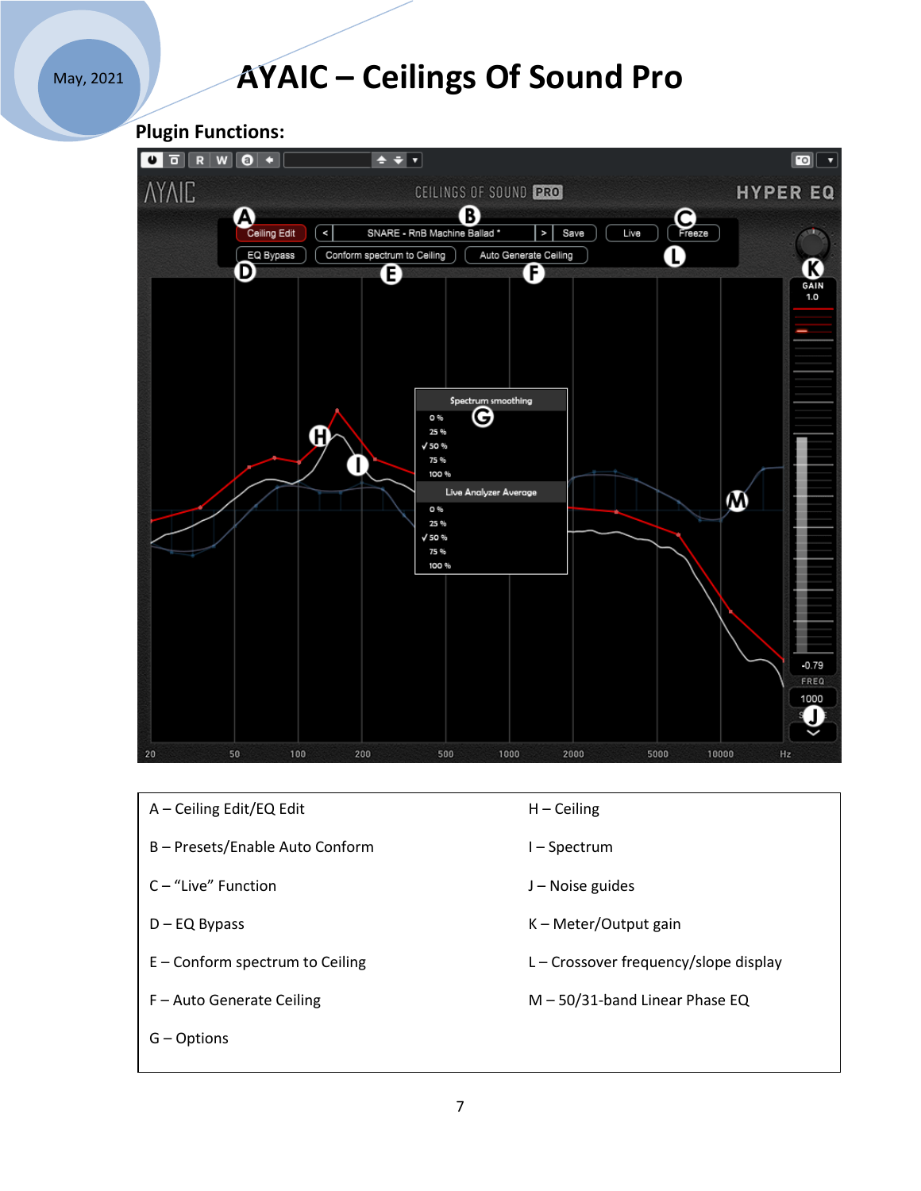# AYAIC – Ceilings Of Sound Pro

**Plugin Functions:**

| | |
|---|---|
| A – Ceiling Edit/EQ Edit | H – Ceiling |
| B – Presets/Enable Auto Conform | I – Spectrum |
| C – "Live" Function | J – Noise guides |
| D – EQ Bypass | K – Meter/Output gain |
| E – Conform spectrum to Ceiling | L – Crossover frequency/slope display |
| F – Auto Generate Ceiling | M – 50/31-band Linear Phase EQ |
| G – Options | |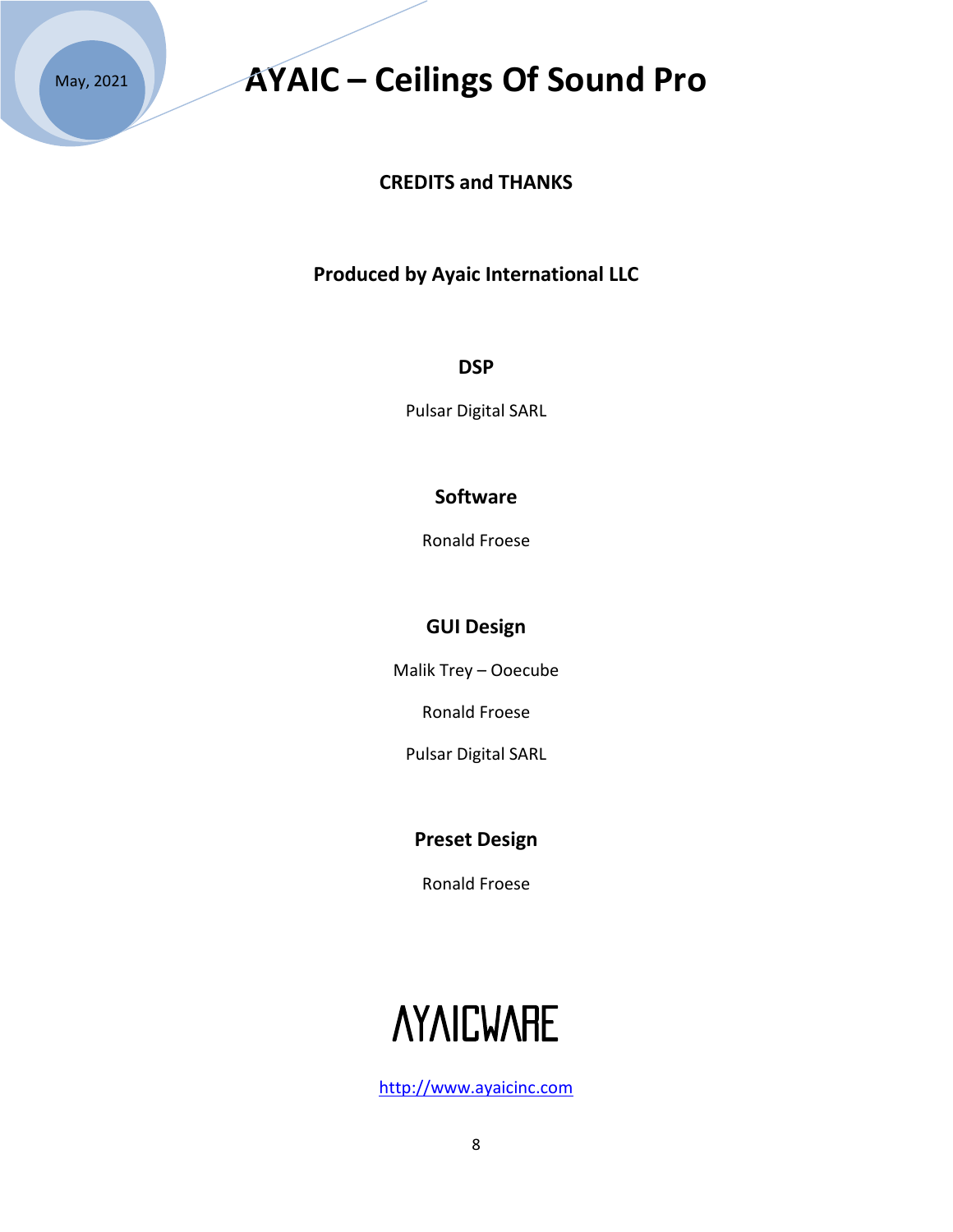## CREDITS and THANKS

**Produced by Ayaic International LLC**

**DSP**

Pulsar Digital SARL

**Software**

Ronald Froese

**GUI Design**

Malik Trey – Ooecube

Ronald Froese

Pulsar Digital SARL

**Preset Design**

Ronald Froese

AYAICWARE

http://www.ayaicinc.com